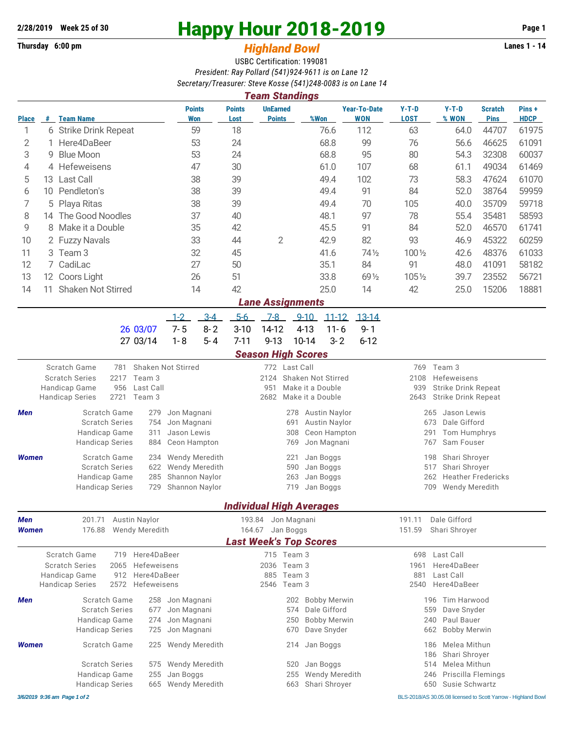**2/28/2019 Week 25 of 30**

# Happy Hour 2018-2019

**Thursday 6:00 pm**

## *Highland Bowl*

**Lanes 1 - 14**

USBC Certification: 199081

*President: Ray Pollard (541)924-9611 is on Lane 12*

*Secretary/Treasurer: Steve Kosse (541)248-0083 is on Lane 14*

## *Team Standings*

| Place | # | Team Name | Points Won | Points Lost | UnEarned Points | %Won | Year-To-Date WON | Y-T-D LOST | Y-T-D % WON | Scratch Pins | Pins + HDCP |
|---|---|---|---|---|---|---|---|---|---|---|---|
| 1 | 6 | Strike Drink Repeat | 59 | 18 | | 76.6 | 112 | 63 | 64.0 | 44707 | 61975 |
| 2 | 1 | Here4DaBeer | 53 | 24 | | 68.8 | 99 | 76 | 56.6 | 46625 | 61091 |
| 3 | 9 | Blue Moon | 53 | 24 | | 68.8 | 95 | 80 | 54.3 | 32308 | 60037 |
| 4 | 4 | Hefeweisens | 47 | 30 | | 61.0 | 107 | 68 | 61.1 | 49034 | 61469 |
| 5 | 13 | Last Call | 38 | 39 | | 49.4 | 102 | 73 | 58.3 | 47624 | 61070 |
| 6 | 10 | Pendleton's | 38 | 39 | | 49.4 | 91 | 84 | 52.0 | 38764 | 59959 |
| 7 | 5 | Playa Ritas | 38 | 39 | | 49.4 | 70 | 105 | 40.0 | 35709 | 59718 |
| 8 | 14 | The Good Noodles | 37 | 40 | | 48.1 | 97 | 78 | 55.4 | 35481 | 58593 |
| 9 | 8 | Make it a Double | 35 | 42 | | 45.5 | 91 | 84 | 52.0 | 46570 | 61741 |
| 10 | 2 | Fuzzy Navals | 33 | 44 | 2 | 42.9 | 82 | 93 | 46.9 | 45322 | 60259 |
| 11 | 3 | Team 3 | 32 | 45 | | 41.6 | 74½ | 100½ | 42.6 | 48376 | 61033 |
| 12 | 7 | CadiLac | 27 | 50 | | 35.1 | 84 | 91 | 48.0 | 41091 | 58182 |
| 13 | 12 | Coors Light | 26 | 51 | | 33.8 | 69½ | 105½ | 39.7 | 23552 | 56721 |
| 14 | 11 | Shaken Not Stirred | 14 | 42 | | 25.0 | 14 | 42 | 25.0 | 15206 | 18881 |

## *Lane Assignments*

| | 1-2 | 3-4 | 5-6 | 7-8 | 9-10 | 11-12 | 13-14 |
|---|---|---|---|---|---|---|---|
| 26 03/07 | 7-5 | 8-2 | 3-10 | 14-12 | 4-13 | 11-6 | 9-1 |
| 27 03/14 | 1-8 | 5-4 | 7-11 | 9-13 | 10-14 | 3-2 | 6-12 |

## *Season High Scores*

| | | | | | | |
|---|---|---|---|---|---|---|
| Scratch Game | 781 | Shaken Not Stirred | 772 | Last Call | 769 | Team 3 |
| Scratch Series | 2217 | Team 3 | 2124 | Shaken Not Stirred | 2108 | Hefeweisens |
| Handicap Game | 956 | Last Call | 951 | Make it a Double | 939 | Strike Drink Repeat |
| Handicap Series | 2721 | Team 3 | 2682 | Make it a Double | 2643 | Strike Drink Repeat |

***Men***

| | | | | | | |
|---|---|---|---|---|---|---|
| Scratch Game | 279 | Jon Magnani | 278 | Austin Naylor | 265 | Jason Lewis |
| Scratch Series | 754 | Jon Magnani | 691 | Austin Naylor | 673 | Dale Gifford |
| Handicap Game | 311 | Jason Lewis | 308 | Ceon Hampton | 291 | Tom Humphrys |
| Handicap Series | 884 | Ceon Hampton | 769 | Jon Magnani | 767 | Sam Fouser |

***Women***

| | | | | | | |
|---|---|---|---|---|---|---|
| Scratch Game | 234 | Wendy Meredith | 221 | Jan Boggs | 198 | Shari Shroyer |
| Scratch Series | 622 | Wendy Meredith | 590 | Jan Boggs | 517 | Shari Shroyer |
| Handicap Game | 285 | Shannon Naylor | 263 | Jan Boggs | 262 | Heather Fredericks |
| Handicap Series | 729 | Shannon Naylor | 719 | Jan Boggs | 709 | Wendy Meredith |

## *Individual High Averages*

| | | | | | | |
|---|---|---|---|---|---|---|
| ***Men*** | 201.71 | Austin Naylor | 193.84 | Jon Magnani | 191.11 | Dale Gifford |
| ***Women*** | 176.88 | Wendy Meredith | 164.67 | Jan Boggs | 151.59 | Shari Shroyer |

## *Last Week's Top Scores*

| | | | | | | |
|---|---|---|---|---|---|---|
| Scratch Game | 719 | Here4DaBeer | 715 | Team 3 | 698 | Last Call |
| Scratch Series | 2065 | Hefeweisens | 2036 | Team 3 | 1961 | Here4DaBeer |
| Handicap Game | 912 | Here4DaBeer | 885 | Team 3 | 881 | Last Call |
| Handicap Series | 2572 | Hefeweisens | 2546 | Team 3 | 2540 | Here4DaBeer |

***Men***

| | | | | | | |
|---|---|---|---|---|---|---|
| Scratch Game | 258 | Jon Magnani | 202 | Bobby Merwin | 196 | Tim Harwood |
| Scratch Series | 677 | Jon Magnani | 574 | Dale Gifford | 559 | Dave Snyder |
| Handicap Game | 274 | Jon Magnani | 250 | Bobby Merwin | 240 | Paul Bauer |
| Handicap Series | 725 | Jon Magnani | 670 | Dave Snyder | 662 | Bobby Merwin |

***Women***

| | | | | | | |
|---|---|---|---|---|---|---|
| Scratch Game | 225 | Wendy Meredith | 214 | Jan Boggs | 186 | Melea Mithun |
| | | | | | 186 | Shari Shroyer |
| Scratch Series | 575 | Wendy Meredith | 520 | Jan Boggs | 514 | Melea Mithun |
| Handicap Game | 255 | Jan Boggs | 255 | Wendy Meredith | 246 | Priscilla Flemings |
| Handicap Series | 665 | Wendy Meredith | 663 | Shari Shroyer | 650 | Susie Schwartz |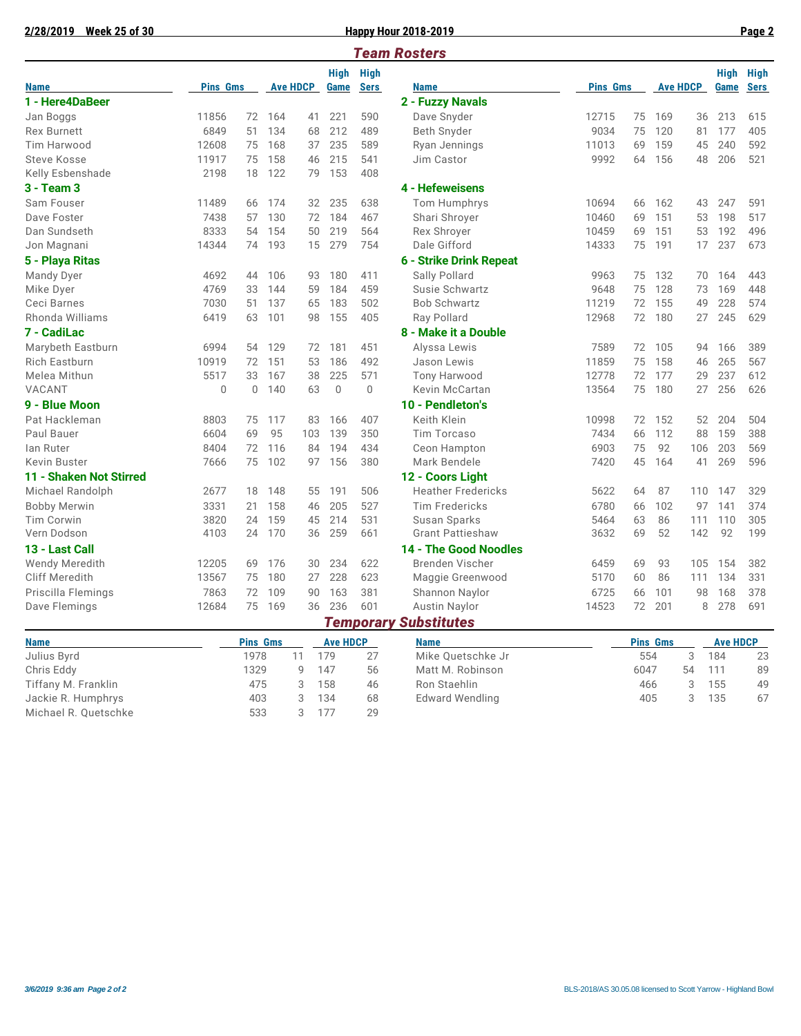## Team Rosters

| Name | Pins | Gms | Ave | HDCP | High Game | High Sers |
|---|---|---|---|---|---|---|
| **1 - Here4DaBeer** | | | | | | |
| Jan Boggs | 11856 | 72 | 164 | 41 | 221 | 590 |
| Rex Burnett | 6849 | 51 | 134 | 68 | 212 | 489 |
| Tim Harwood | 12608 | 75 | 168 | 37 | 235 | 589 |
| Steve Kosse | 11917 | 75 | 158 | 46 | 215 | 541 |
| Kelly Esbenshade | 2198 | 18 | 122 | 79 | 153 | 408 |
| **2 - Fuzzy Navals** | | | | | | |
| Dave Snyder | 12715 | 75 | 169 | 36 | 213 | 615 |
| Beth Snyder | 9034 | 75 | 120 | 81 | 177 | 405 |
| Ryan Jennings | 11013 | 69 | 159 | 45 | 240 | 592 |
| Jim Castor | 9992 | 64 | 156 | 48 | 206 | 521 |
| **3 - Team 3** | | | | | | |
| Sam Fouser | 11489 | 66 | 174 | 32 | 235 | 638 |
| Dave Foster | 7438 | 57 | 130 | 72 | 184 | 467 |
| Dan Sundseth | 8333 | 54 | 154 | 50 | 219 | 564 |
| Jon Magnani | 14344 | 74 | 193 | 15 | 279 | 754 |
| **4 - Hefeweisens** | | | | | | |
| Tom Humphrys | 10694 | 66 | 162 | 43 | 247 | 591 |
| Shari Shroyer | 10460 | 69 | 151 | 53 | 198 | 517 |
| Rex Shroyer | 10459 | 69 | 151 | 53 | 192 | 496 |
| Dale Gifford | 14333 | 75 | 191 | 17 | 237 | 673 |
| **5 - Playa Ritas** | | | | | | |
| Mandy Dyer | 4692 | 44 | 106 | 93 | 180 | 411 |
| Mike Dyer | 4769 | 33 | 144 | 59 | 184 | 459 |
| Ceci Barnes | 7030 | 51 | 137 | 65 | 183 | 502 |
| Rhonda Williams | 6419 | 63 | 101 | 98 | 155 | 405 |
| **6 - Strike Drink Repeat** | | | | | | |
| Sally Pollard | 9963 | 75 | 132 | 70 | 164 | 443 |
| Susie Schwartz | 9648 | 75 | 128 | 73 | 169 | 448 |
| Bob Schwartz | 11219 | 72 | 155 | 49 | 228 | 574 |
| Ray Pollard | 12968 | 72 | 180 | 27 | 245 | 629 |
| **7 - CadiLac** | | | | | | |
| Marybeth Eastburn | 6994 | 54 | 129 | 72 | 181 | 451 |
| Rich Eastburn | 10919 | 72 | 151 | 53 | 186 | 492 |
| Melea Mithun | 5517 | 33 | 167 | 38 | 225 | 571 |
| VACANT | 0 | 0 | 140 | 63 | 0 | 0 |
| **8 - Make it a Double** | | | | | | |
| Alyssa Lewis | 7589 | 72 | 105 | 94 | 166 | 389 |
| Jason Lewis | 11859 | 75 | 158 | 46 | 265 | 567 |
| Tony Harwood | 12778 | 72 | 177 | 29 | 237 | 612 |
| Kevin McCartan | 13564 | 75 | 180 | 27 | 256 | 626 |
| **9 - Blue Moon** | | | | | | |
| Pat Hackleman | 8803 | 75 | 117 | 83 | 166 | 407 |
| Paul Bauer | 6604 | 69 | 95 | 103 | 139 | 350 |
| Ian Ruter | 8404 | 72 | 116 | 84 | 194 | 434 |
| Kevin Buster | 7666 | 75 | 102 | 97 | 156 | 380 |
| **10 - Pendleton's** | | | | | | |
| Keith Klein | 10998 | 72 | 152 | 52 | 204 | 504 |
| Tim Torcaso | 7434 | 66 | 112 | 88 | 159 | 388 |
| Ceon Hampton | 6903 | 75 | 92 | 106 | 203 | 569 |
| Mark Bendele | 7420 | 45 | 164 | 41 | 269 | 596 |
| **11 - Shaken Not Stirred** | | | | | | |
| Michael Randolph | 2677 | 18 | 148 | 55 | 191 | 506 |
| Bobby Merwin | 3331 | 21 | 158 | 46 | 205 | 527 |
| Tim Corwin | 3820 | 24 | 159 | 45 | 214 | 531 |
| Vern Dodson | 4103 | 24 | 170 | 36 | 259 | 661 |
| **12 - Coors Light** | | | | | | |
| Heather Fredericks | 5622 | 64 | 87 | 110 | 147 | 329 |
| Tim Fredericks | 6780 | 66 | 102 | 97 | 141 | 374 |
| Susan Sparks | 5464 | 63 | 86 | 111 | 110 | 305 |
| Grant Pattieshaw | 3632 | 69 | 52 | 142 | 92 | 199 |
| **13 - Last Call** | | | | | | |
| Wendy Meredith | 12205 | 69 | 176 | 30 | 234 | 622 |
| Cliff Meredith | 13567 | 75 | 180 | 27 | 228 | 623 |
| Priscilla Flemings | 7863 | 72 | 109 | 90 | 163 | 381 |
| Dave Flemings | 12684 | 75 | 169 | 36 | 236 | 601 |
| **14 - The Good Noodles** | | | | | | |
| Brenden Vischer | 6459 | 69 | 93 | 105 | 154 | 382 |
| Maggie Greenwood | 5170 | 60 | 86 | 111 | 134 | 331 |
| Shannon Naylor | 6725 | 66 | 101 | 98 | 168 | 378 |
| Austin Naylor | 14523 | 72 | 201 | 8 | 278 | 691 |

## Temporary Substitutes

| Name | Pins | Gms | Ave | HDCP |
|---|---|---|---|---|
| Julius Byrd | 1978 | 11 | 179 | 27 |
| Chris Eddy | 1329 | 9 | 147 | 56 |
| Tiffany M. Franklin | 475 | 3 | 158 | 46 |
| Jackie R. Humphrys | 403 | 3 | 134 | 68 |
| Michael R. Quetschke | 533 | 3 | 177 | 29 |
| Mike Quetschke Jr | 554 | 3 | 184 | 23 |
| Matt M. Robinson | 6047 | 54 | 111 | 89 |
| Ron Staehlin | 466 | 3 | 155 | 49 |
| Edward Wendling | 405 | 3 | 135 | 67 |